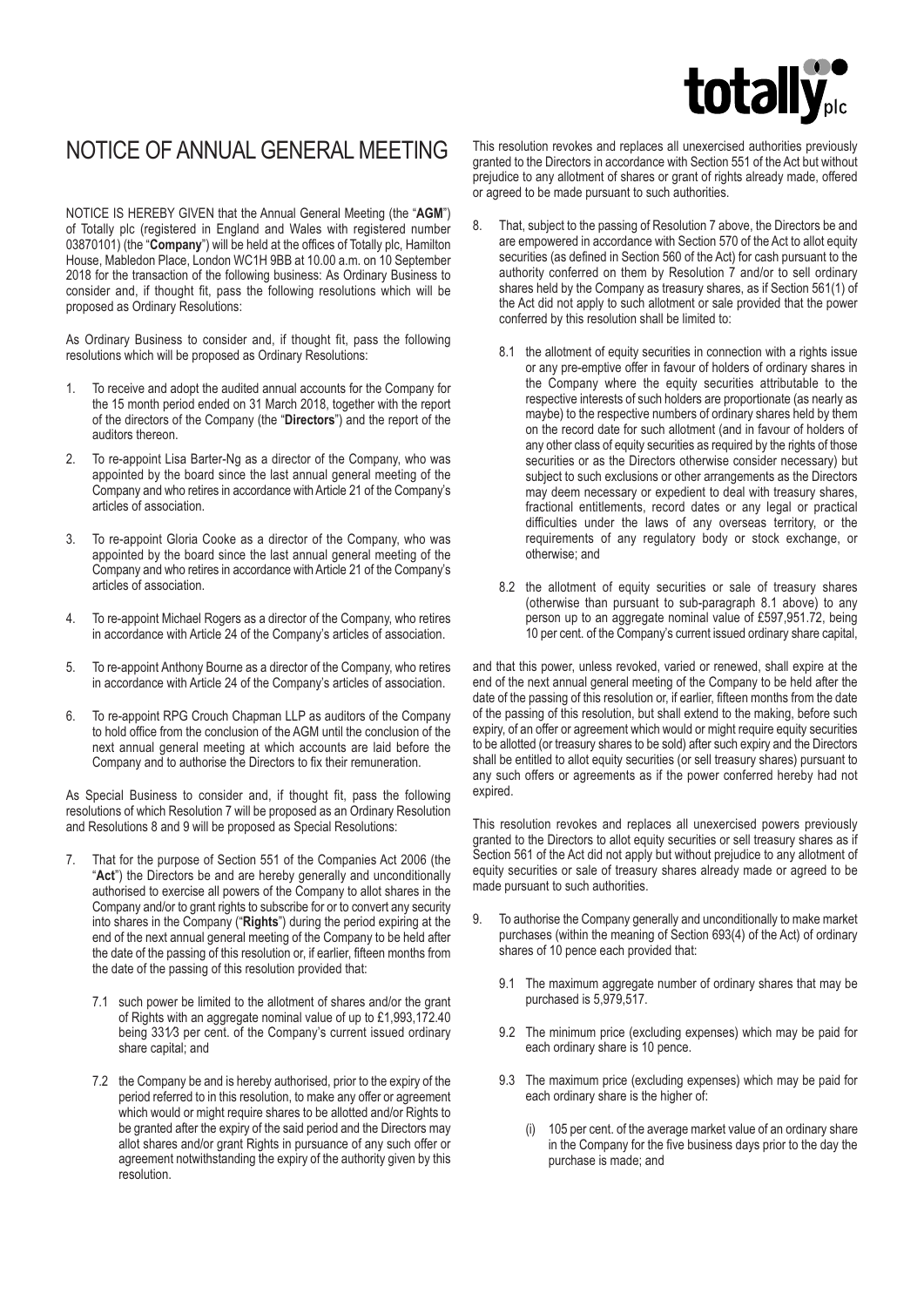# NOTICE OF ANNUAL GENERAL MEETING

NOTICE IS HEREBY GIVEN that the Annual General Meeting (the "**AGM**") of Totally plc (registered in England and Wales with registered number 03870101) (the "**Company**") will be held at the offices of Totally plc, Hamilton House, Mabledon Place, London WC1H 9BB at 10.00 a.m. on 10 September 2018 for the transaction of the following business: As Ordinary Business to consider and, if thought fit, pass the following resolutions which will be proposed as Ordinary Resolutions:

As Ordinary Business to consider and, if thought fit, pass the following resolutions which will be proposed as Ordinary Resolutions:

1. To receive and adopt the audited annual accounts for the Company for the 15 month period ended on 31 March 2018, together with the report of the directors of the Company (the "**Directors**") and the report of the auditors thereon.

2. To re-appoint Lisa Barter-Ng as a director of the Company, who was appointed by the board since the last annual general meeting of the Company and who retires in accordance with Article 21 of the Company's articles of association.

3. To re-appoint Gloria Cooke as a director of the Company, who was appointed by the board since the last annual general meeting of the Company and who retires in accordance with Article 21 of the Company's articles of association.

4. To re-appoint Michael Rogers as a director of the Company, who retires in accordance with Article 24 of the Company's articles of association.

5. To re-appoint Anthony Bourne as a director of the Company, who retires in accordance with Article 24 of the Company's articles of association.

6. To re-appoint RPG Crouch Chapman LLP as auditors of the Company to hold office from the conclusion of the AGM until the conclusion of the next annual general meeting at which accounts are laid before the Company and to authorise the Directors to fix their remuneration.

As Special Business to consider and, if thought fit, pass the following resolutions of which Resolution 7 will be proposed as an Ordinary Resolution and Resolutions 8 and 9 will be proposed as Special Resolutions:

7. That for the purpose of Section 551 of the Companies Act 2006 (the "**Act**") the Directors be and are hereby generally and unconditionally authorised to exercise all powers of the Company to allot shares in the Company and/or to grant rights to subscribe for or to convert any security into shares in the Company ("**Rights**") during the period expiring at the end of the next annual general meeting of the Company to be held after the date of the passing of this resolution or, if earlier, fifteen months from the date of the passing of this resolution provided that:

   7.1 such power be limited to the allotment of shares and/or the grant of Rights with an aggregate nominal value of up to £1,993,172.40 being 33⅓ per cent. of the Company's current issued ordinary share capital; and

   7.2 the Company be and is hereby authorised, prior to the expiry of the period referred to in this resolution, to make any offer or agreement which would or might require shares to be allotted and/or Rights to be granted after the expiry of the said period and the Directors may allot shares and/or grant Rights in pursuance of any such offer or agreement notwithstanding the expiry of the authority given by this resolution.

This resolution revokes and replaces all unexercised authorities previously granted to the Directors in accordance with Section 551 of the Act but without prejudice to any allotment of shares or grant of rights already made, offered or agreed to be made pursuant to such authorities.

8. That, subject to the passing of Resolution 7 above, the Directors be and are empowered in accordance with Section 570 of the Act to allot equity securities (as defined in Section 560 of the Act) for cash pursuant to the authority conferred on them by Resolution 7 and/or to sell ordinary shares held by the Company as treasury shares, as if Section 561(1) of the Act did not apply to such allotment or sale provided that the power conferred by this resolution shall be limited to:

   8.1 the allotment of equity securities in connection with a rights issue or any pre-emptive offer in favour of holders of ordinary shares in the Company where the equity securities attributable to the respective interests of such holders are proportionate (as nearly as maybe) to the respective numbers of ordinary shares held by them on the record date for such allotment (and in favour of holders of any other class of equity securities as required by the rights of those securities or as the Directors otherwise consider necessary) but subject to such exclusions or other arrangements as the Directors may deem necessary or expedient to deal with treasury shares, fractional entitlements, record dates or any legal or practical difficulties under the laws of any overseas territory, or the requirements of any regulatory body or stock exchange, or otherwise; and

   8.2 the allotment of equity securities or sale of treasury shares (otherwise than pursuant to sub-paragraph 8.1 above) to any person up to an aggregate nominal value of £597,951.72, being 10 per cent. of the Company's current issued ordinary share capital,

and that this power, unless revoked, varied or renewed, shall expire at the end of the next annual general meeting of the Company to be held after the date of the passing of this resolution or, if earlier, fifteen months from the date of the passing of this resolution, but shall extend to the making, before such expiry, of an offer or agreement which would or might require equity securities to be allotted (or treasury shares to be sold) after such expiry and the Directors shall be entitled to allot equity securities (or sell treasury shares) pursuant to any such offers or agreements as if the power conferred hereby had not expired.

This resolution revokes and replaces all unexercised powers previously granted to the Directors to allot equity securities or sell treasury shares as if Section 561 of the Act did not apply but without prejudice to any allotment of equity securities or sale of treasury shares already made or agreed to be made pursuant to such authorities.

9. To authorise the Company generally and unconditionally to make market purchases (within the meaning of Section 693(4) of the Act) of ordinary shares of 10 pence each provided that:

   9.1 The maximum aggregate number of ordinary shares that may be purchased is 5,979,517.

   9.2 The minimum price (excluding expenses) which may be paid for each ordinary share is 10 pence.

   9.3 The maximum price (excluding expenses) which may be paid for each ordinary share is the higher of:

      (i) 105 per cent. of the average market value of an ordinary share in the Company for the five business days prior to the day the purchase is made; and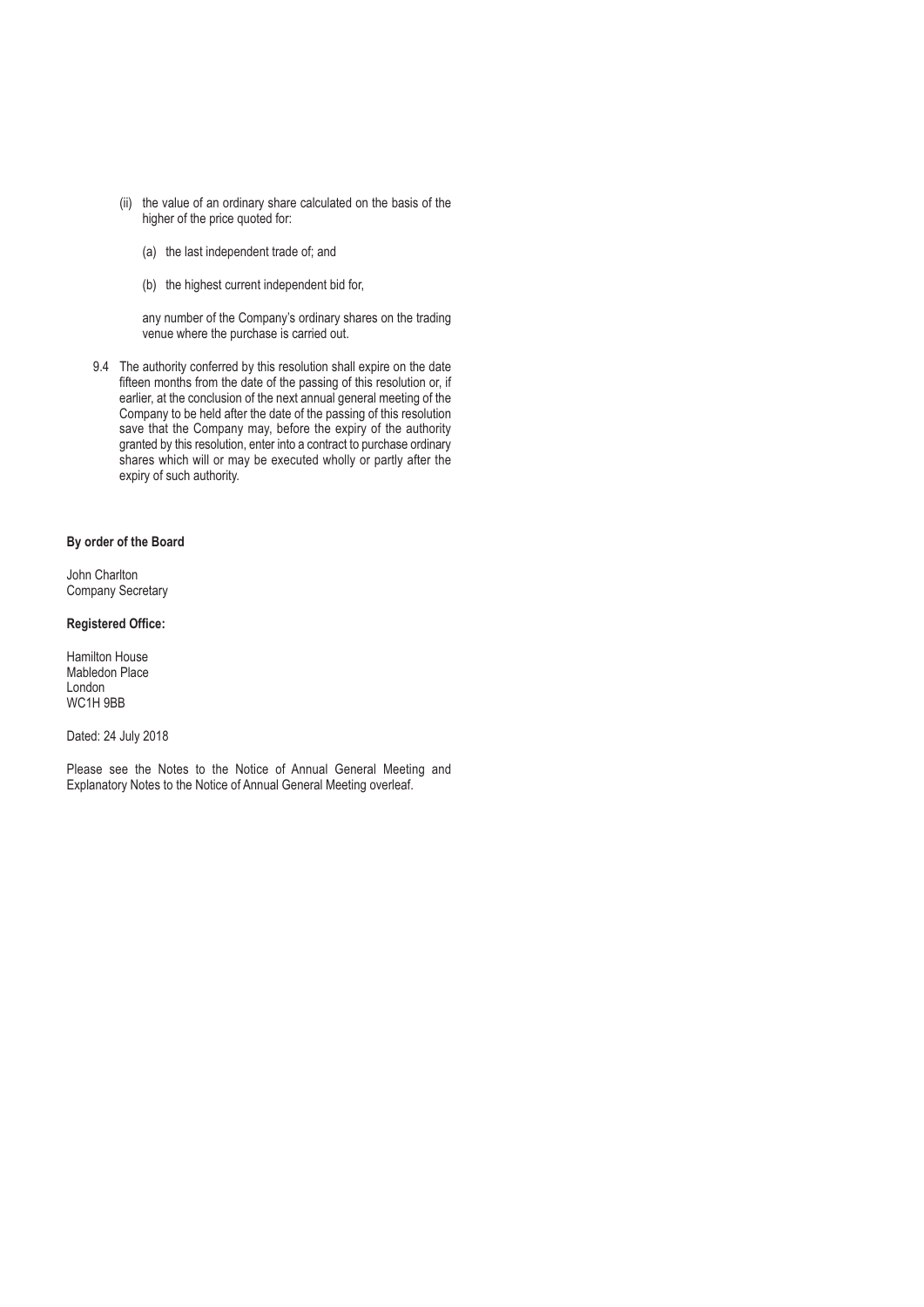(ii) the value of an ordinary share calculated on the basis of the higher of the price quoted for:

(a) the last independent trade of; and

(b) the highest current independent bid for,

any number of the Company's ordinary shares on the trading venue where the purchase is carried out.

9.4 The authority conferred by this resolution shall expire on the date fifteen months from the date of the passing of this resolution or, if earlier, at the conclusion of the next annual general meeting of the Company to be held after the date of the passing of this resolution save that the Company may, before the expiry of the authority granted by this resolution, enter into a contract to purchase ordinary shares which will or may be executed wholly or partly after the expiry of such authority.

**By order of the Board**

John Charlton
Company Secretary

**Registered Office:**

Hamilton House
Mabledon Place
London
WC1H 9BB

Dated: 24 July 2018

Please see the Notes to the Notice of Annual General Meeting and Explanatory Notes to the Notice of Annual General Meeting overleaf.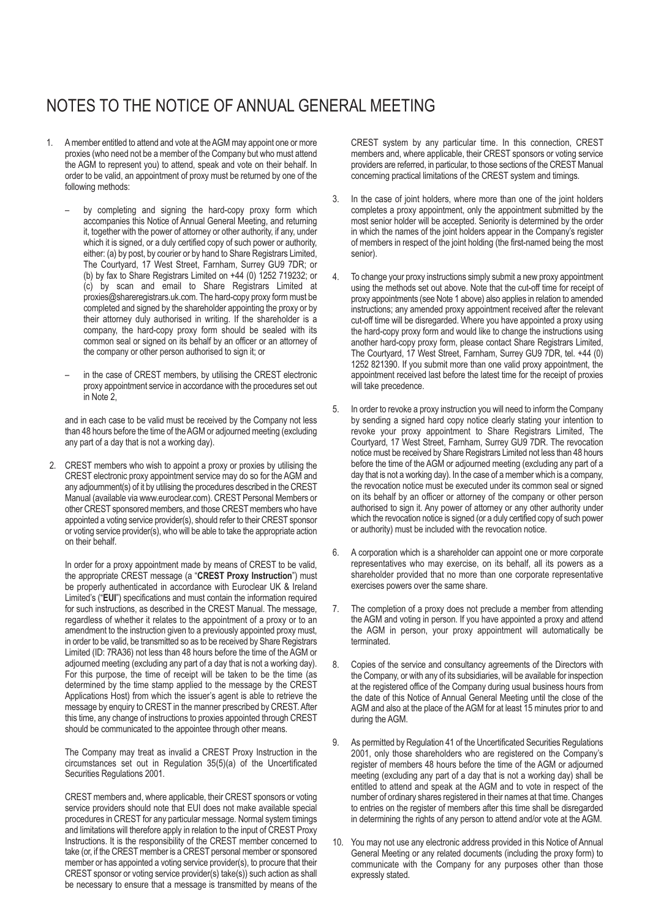# NOTES TO THE NOTICE OF ANNUAL GENERAL MEETING

1. A member entitled to attend and vote at the AGM may appoint one or more proxies (who need not be a member of the Company but who must attend the AGM to represent you) to attend, speak and vote on their behalf. In order to be valid, an appointment of proxy must be returned by one of the following methods:

   – by completing and signing the hard-copy proxy form which accompanies this Notice of Annual General Meeting, and returning it, together with the power of attorney or other authority, if any, under which it is signed, or a duly certified copy of such power or authority, either: (a) by post, by courier or by hand to Share Registrars Limited, The Courtyard, 17 West Street, Farnham, Surrey GU9 7DR; or (b) by fax to Share Registrars Limited on +44 (0) 1252 719232; or (c) by scan and email to Share Registrars Limited at proxies@shareregistrars.uk.com. The hard-copy proxy form must be completed and signed by the shareholder appointing the proxy or by their attorney duly authorised in writing. If the shareholder is a company, the hard-copy proxy form should be sealed with its common seal or signed on its behalf by an officer or an attorney of the company or other person authorised to sign it; or

   – in the case of CREST members, by utilising the CREST electronic proxy appointment service in accordance with the procedures set out in Note 2,

   and in each case to be valid must be received by the Company not less than 48 hours before the time of the AGM or adjourned meeting (excluding any part of a day that is not a working day).

2. CREST members who wish to appoint a proxy or proxies by utilising the CREST electronic proxy appointment service may do so for the AGM and any adjournment(s) of it by utilising the procedures described in the CREST Manual (available via www.euroclear.com). CREST Personal Members or other CREST sponsored members, and those CREST members who have appointed a voting service provider(s), should refer to their CREST sponsor or voting service provider(s), who will be able to take the appropriate action on their behalf.

   In order for a proxy appointment made by means of CREST to be valid, the appropriate CREST message (a "**CREST Proxy Instruction**") must be properly authenticated in accordance with Euroclear UK & Ireland Limited's ("**EUI**") specifications and must contain the information required for such instructions, as described in the CREST Manual. The message, regardless of whether it relates to the appointment of a proxy or to an amendment to the instruction given to a previously appointed proxy must, in order to be valid, be transmitted so as to be received by Share Registrars Limited (ID: 7RA36) not less than 48 hours before the time of the AGM or adjourned meeting (excluding any part of a day that is not a working day). For this purpose, the time of receipt will be taken to be the time (as determined by the time stamp applied to the message by the CREST Applications Host) from which the issuer's agent is able to retrieve the message by enquiry to CREST in the manner prescribed by CREST. After this time, any change of instructions to proxies appointed through CREST should be communicated to the appointee through other means.

   The Company may treat as invalid a CREST Proxy Instruction in the circumstances set out in Regulation 35(5)(a) of the Uncertificated Securities Regulations 2001.

   CREST members and, where applicable, their CREST sponsors or voting service providers should note that EUI does not make available special procedures in CREST for any particular message. Normal system timings and limitations will therefore apply in relation to the input of CREST Proxy Instructions. It is the responsibility of the CREST member concerned to take (or, if the CREST member is a CREST personal member or sponsored member or has appointed a voting service provider(s), to procure that their CREST sponsor or voting service provider(s) take(s)) such action as shall be necessary to ensure that a message is transmitted by means of the CREST system by any particular time. In this connection, CREST members and, where applicable, their CREST sponsors or voting service providers are referred, in particular, to those sections of the CREST Manual concerning practical limitations of the CREST system and timings.

3. In the case of joint holders, where more than one of the joint holders completes a proxy appointment, only the appointment submitted by the most senior holder will be accepted. Seniority is determined by the order in which the names of the joint holders appear in the Company's register of members in respect of the joint holding (the first-named being the most senior).

4. To change your proxy instructions simply submit a new proxy appointment using the methods set out above. Note that the cut-off time for receipt of proxy appointments (see Note 1 above) also applies in relation to amended instructions; any amended proxy appointment received after the relevant cut-off time will be disregarded. Where you have appointed a proxy using the hard-copy proxy form and would like to change the instructions using another hard-copy proxy form, please contact Share Registrars Limited, The Courtyard, 17 West Street, Farnham, Surrey GU9 7DR, tel. +44 (0) 1252 821390. If you submit more than one valid proxy appointment, the appointment received last before the latest time for the receipt of proxies will take precedence.

5. In order to revoke a proxy instruction you will need to inform the Company by sending a signed hard copy notice clearly stating your intention to revoke your proxy appointment to Share Registrars Limited, The Courtyard, 17 West Street, Farnham, Surrey GU9 7DR. The revocation notice must be received by Share Registrars Limited not less than 48 hours before the time of the AGM or adjourned meeting (excluding any part of a day that is not a working day). In the case of a member which is a company, the revocation notice must be executed under its common seal or signed on its behalf by an officer or attorney of the company or other person authorised to sign it. Any power of attorney or any other authority under which the revocation notice is signed (or a duly certified copy of such power or authority) must be included with the revocation notice.

6. A corporation which is a shareholder can appoint one or more corporate representatives who may exercise, on its behalf, all its powers as a shareholder provided that no more than one corporate representative exercises powers over the same share.

7. The completion of a proxy does not preclude a member from attending the AGM and voting in person. If you have appointed a proxy and attend the AGM in person, your proxy appointment will automatically be terminated.

8. Copies of the service and consultancy agreements of the Directors with the Company, or with any of its subsidiaries, will be available for inspection at the registered office of the Company during usual business hours from the date of this Notice of Annual General Meeting until the close of the AGM and also at the place of the AGM for at least 15 minutes prior to and during the AGM.

9. As permitted by Regulation 41 of the Uncertificated Securities Regulations 2001, only those shareholders who are registered on the Company's register of members 48 hours before the time of the AGM or adjourned meeting (excluding any part of a day that is not a working day) shall be entitled to attend and speak at the AGM and to vote in respect of the number of ordinary shares registered in their names at that time. Changes to entries on the register of members after this time shall be disregarded in determining the rights of any person to attend and/or vote at the AGM.

10. You may not use any electronic address provided in this Notice of Annual General Meeting or any related documents (including the proxy form) to communicate with the Company for any purposes other than those expressly stated.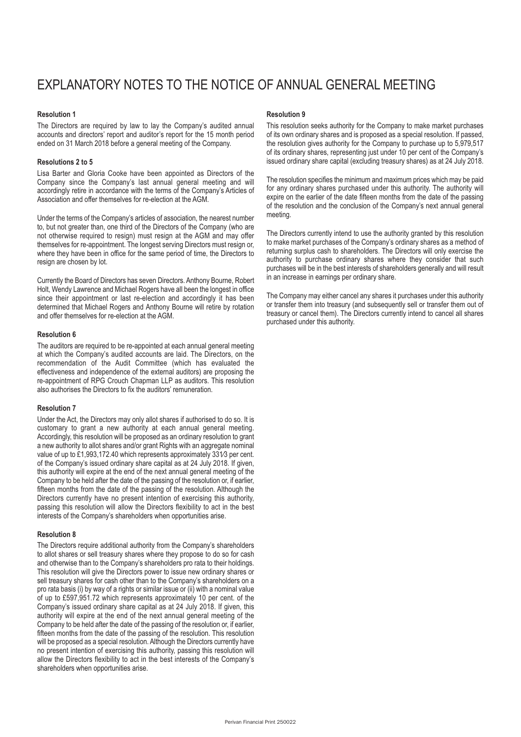# EXPLANATORY NOTES TO THE NOTICE OF ANNUAL GENERAL MEETING

**Resolution 1**

The Directors are required by law to lay the Company's audited annual accounts and directors' report and auditor's report for the 15 month period ended on 31 March 2018 before a general meeting of the Company.

**Resolutions 2 to 5**

Lisa Barter and Gloria Cooke have been appointed as Directors of the Company since the Company's last annual general meeting and will accordingly retire in accordance with the terms of the Company's Articles of Association and offer themselves for re-election at the AGM.

Under the terms of the Company's articles of association, the nearest number to, but not greater than, one third of the Directors of the Company (who are not otherwise required to resign) must resign at the AGM and may offer themselves for re-appointment. The longest serving Directors must resign or, where they have been in office for the same period of time, the Directors to resign are chosen by lot.

Currently the Board of Directors has seven Directors. Anthony Bourne, Robert Holt, Wendy Lawrence and Michael Rogers have all been the longest in office since their appointment or last re-election and accordingly it has been determined that Michael Rogers and Anthony Bourne will retire by rotation and offer themselves for re-election at the AGM.

**Resolution 6**

The auditors are required to be re-appointed at each annual general meeting at which the Company's audited accounts are laid. The Directors, on the recommendation of the Audit Committee (which has evaluated the effectiveness and independence of the external auditors) are proposing the re-appointment of RPG Crouch Chapman LLP as auditors. This resolution also authorises the Directors to fix the auditors' remuneration.

**Resolution 7**

Under the Act, the Directors may only allot shares if authorised to do so. It is customary to grant a new authority at each annual general meeting. Accordingly, this resolution will be proposed as an ordinary resolution to grant a new authority to allot shares and/or grant Rights with an aggregate nominal value of up to £1,993,172.40 which represents approximately 33⅓ per cent. of the Company's issued ordinary share capital as at 24 July 2018. If given, this authority will expire at the end of the next annual general meeting of the Company to be held after the date of the passing of the resolution or, if earlier, fifteen months from the date of the passing of the resolution. Although the Directors currently have no present intention of exercising this authority, passing this resolution will allow the Directors flexibility to act in the best interests of the Company's shareholders when opportunities arise.

**Resolution 8**

The Directors require additional authority from the Company's shareholders to allot shares or sell treasury shares where they propose to do so for cash and otherwise than to the Company's shareholders pro rata to their holdings. This resolution will give the Directors power to issue new ordinary shares or sell treasury shares for cash other than to the Company's shareholders on a pro rata basis (i) by way of a rights or similar issue or (ii) with a nominal value of up to £597,951.72 which represents approximately 10 per cent. of the Company's issued ordinary share capital as at 24 July 2018. If given, this authority will expire at the end of the next annual general meeting of the Company to be held after the date of the passing of the resolution or, if earlier, fifteen months from the date of the passing of the resolution. This resolution will be proposed as a special resolution. Although the Directors currently have no present intention of exercising this authority, passing this resolution will allow the Directors flexibility to act in the best interests of the Company's shareholders when opportunities arise.

**Resolution 9**

This resolution seeks authority for the Company to make market purchases of its own ordinary shares and is proposed as a special resolution. If passed, the resolution gives authority for the Company to purchase up to 5,979,517 of its ordinary shares, representing just under 10 per cent of the Company's issued ordinary share capital (excluding treasury shares) as at 24 July 2018.

The resolution specifies the minimum and maximum prices which may be paid for any ordinary shares purchased under this authority. The authority will expire on the earlier of the date fifteen months from the date of the passing of the resolution and the conclusion of the Company's next annual general meeting.

The Directors currently intend to use the authority granted by this resolution to make market purchases of the Company's ordinary shares as a method of returning surplus cash to shareholders. The Directors will only exercise the authority to purchase ordinary shares where they consider that such purchases will be in the best interests of shareholders generally and will result in an increase in earnings per ordinary share.

The Company may either cancel any shares it purchases under this authority or transfer them into treasury (and subsequently sell or transfer them out of treasury or cancel them). The Directors currently intend to cancel all shares purchased under this authority.